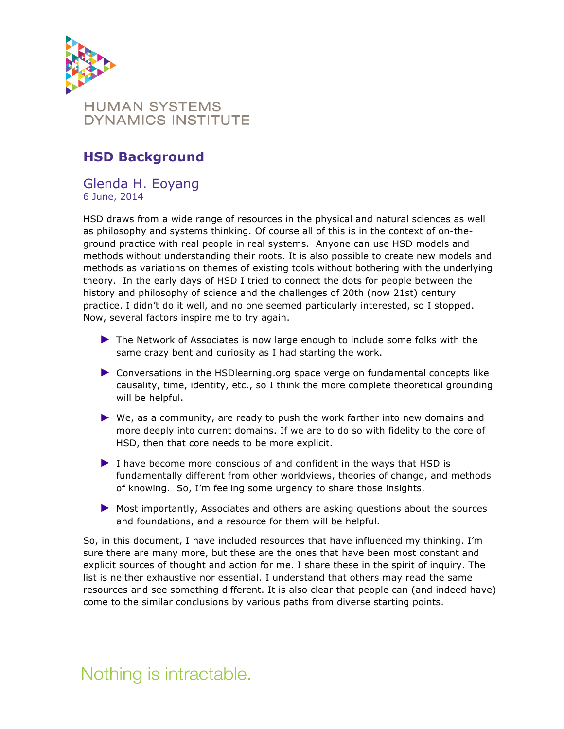HUMAN SYSTEMS DYNAMICS INSTITUTE

# HSD Background

## Glenda H. Eoyang

6 June, 2014

HSD draws from a wide range of resources in the physical and natural sciences as well as philosophy and systems thinking. Of course all of this is in the context of on-the-ground practice with real people in real systems. Anyone can use HSD models and methods without understanding their roots. It is also possible to create new models and methods as variations on themes of existing tools without bothering with the underlying theory. In the early days of HSD I tried to connect the dots for people between the history and philosophy of science and the challenges of 20th (now 21st) century practice. I didn't do it well, and no one seemed particularly interested, so I stopped. Now, several factors inspire me to try again.

- The Network of Associates is now large enough to include some folks with the same crazy bent and curiosity as I had starting the work.
- Conversations in the HSDlearning.org space verge on fundamental concepts like causality, time, identity, etc., so I think the more complete theoretical grounding will be helpful.
- We, as a community, are ready to push the work farther into new domains and more deeply into current domains. If we are to do so with fidelity to the core of HSD, then that core needs to be more explicit.
- I have become more conscious of and confident in the ways that HSD is fundamentally different from other worldviews, theories of change, and methods of knowing. So, I'm feeling some urgency to share those insights.
- Most importantly, Associates and others are asking questions about the sources and foundations, and a resource for them will be helpful.

So, in this document, I have included resources that have influenced my thinking. I'm sure there are many more, but these are the ones that have been most constant and explicit sources of thought and action for me. I share these in the spirit of inquiry. The list is neither exhaustive nor essential. I understand that others may read the same resources and see something different. It is also clear that people can (and indeed have) come to the similar conclusions by various paths from diverse starting points.

Nothing is intractable.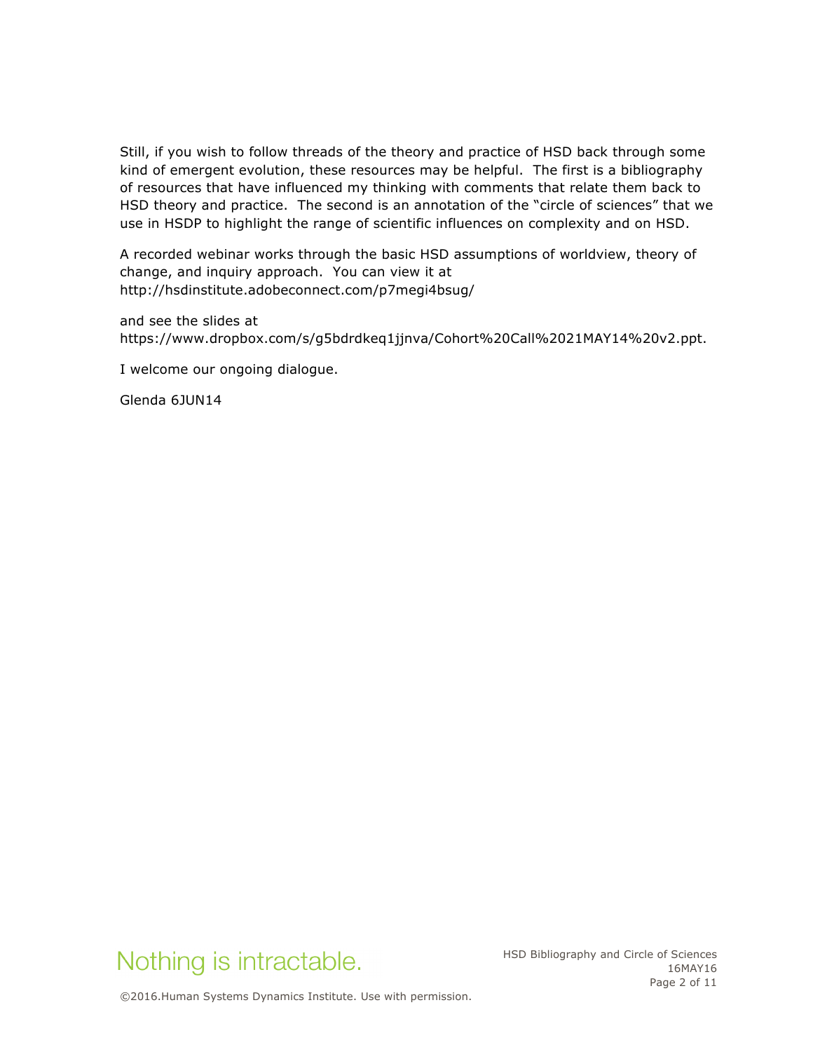Still, if you wish to follow threads of the theory and practice of HSD back through some kind of emergent evolution, these resources may be helpful. The first is a bibliography of resources that have influenced my thinking with comments that relate them back to HSD theory and practice. The second is an annotation of the "circle of sciences" that we use in HSDP to highlight the range of scientific influences on complexity and on HSD.

A recorded webinar works through the basic HSD assumptions of worldview, theory of change, and inquiry approach. You can view it at http://hsdinstitute.adobeconnect.com/p7megi4bsug/

and see the slides at https://www.dropbox.com/s/g5bdrdkeq1jjnva/Cohort%20Call%2021MAY14%20v2.ppt.

I welcome our ongoing dialogue.

Glenda 6JUN14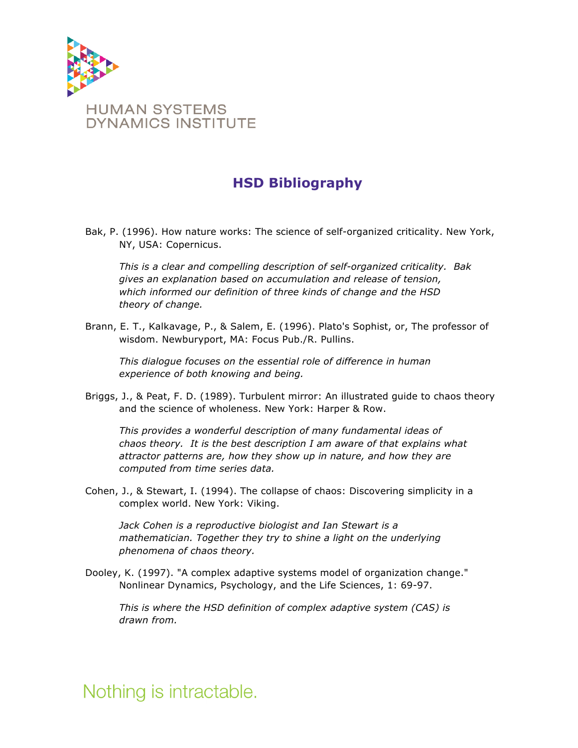## HSD Bibliography

Bak, P. (1996). How nature works: The science of self-organized criticality. New York, NY, USA: Copernicus.

*This is a clear and compelling description of self-organized criticality. Bak gives an explanation based on accumulation and release of tension, which informed our definition of three kinds of change and the HSD theory of change.*

Brann, E. T., Kalkavage, P., & Salem, E. (1996). Plato's Sophist, or, The professor of wisdom. Newburyport, MA: Focus Pub./R. Pullins.

*This dialogue focuses on the essential role of difference in human experience of both knowing and being.*

Briggs, J., & Peat, F. D. (1989). Turbulent mirror: An illustrated guide to chaos theory and the science of wholeness. New York: Harper & Row.

*This provides a wonderful description of many fundamental ideas of chaos theory. It is the best description I am aware of that explains what attractor patterns are, how they show up in nature, and how they are computed from time series data.*

Cohen, J., & Stewart, I. (1994). The collapse of chaos: Discovering simplicity in a complex world. New York: Viking.

*Jack Cohen is a reproductive biologist and Ian Stewart is a mathematician. Together they try to shine a light on the underlying phenomena of chaos theory.*

Dooley, K. (1997). "A complex adaptive systems model of organization change." Nonlinear Dynamics, Psychology, and the Life Sciences, 1: 69-97.

*This is where the HSD definition of complex adaptive system (CAS) is drawn from.*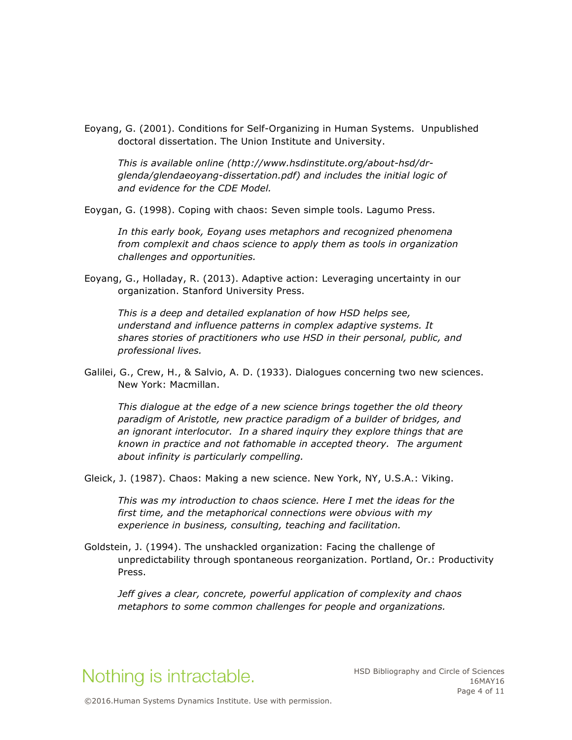Eoyang, G. (2001). Conditions for Self-Organizing in Human Systems. Unpublished doctoral dissertation. The Union Institute and University.

*This is available online (http://www.hsdinstitute.org/about-hsd/dr-glenda/glendaeoyang-dissertation.pdf) and includes the initial logic of and evidence for the CDE Model.*

Eoygan, G. (1998). Coping with chaos: Seven simple tools. Lagumo Press.

*In this early book, Eoyang uses metaphors and recognized phenomena from complexit and chaos science to apply them as tools in organization challenges and opportunities.*

Eoyang, G., Holladay, R. (2013). Adaptive action: Leveraging uncertainty in our organization. Stanford University Press.

*This is a deep and detailed explanation of how HSD helps see, understand and influence patterns in complex adaptive systems. It shares stories of practitioners who use HSD in their personal, public, and professional lives.*

Galilei, G., Crew, H., & Salvio, A. D. (1933). Dialogues concerning two new sciences. New York: Macmillan.

*This dialogue at the edge of a new science brings together the old theory paradigm of Aristotle, new practice paradigm of a builder of bridges, and an ignorant interlocutor. In a shared inquiry they explore things that are known in practice and not fathomable in accepted theory. The argument about infinity is particularly compelling.*

Gleick, J. (1987). Chaos: Making a new science. New York, NY, U.S.A.: Viking.

*This was my introduction to chaos science. Here I met the ideas for the first time, and the metaphorical connections were obvious with my experience in business, consulting, teaching and facilitation.*

Goldstein, J. (1994). The unshackled organization: Facing the challenge of unpredictability through spontaneous reorganization. Portland, Or.: Productivity Press.

*Jeff gives a clear, concrete, powerful application of complexity and chaos metaphors to some common challenges for people and organizations.*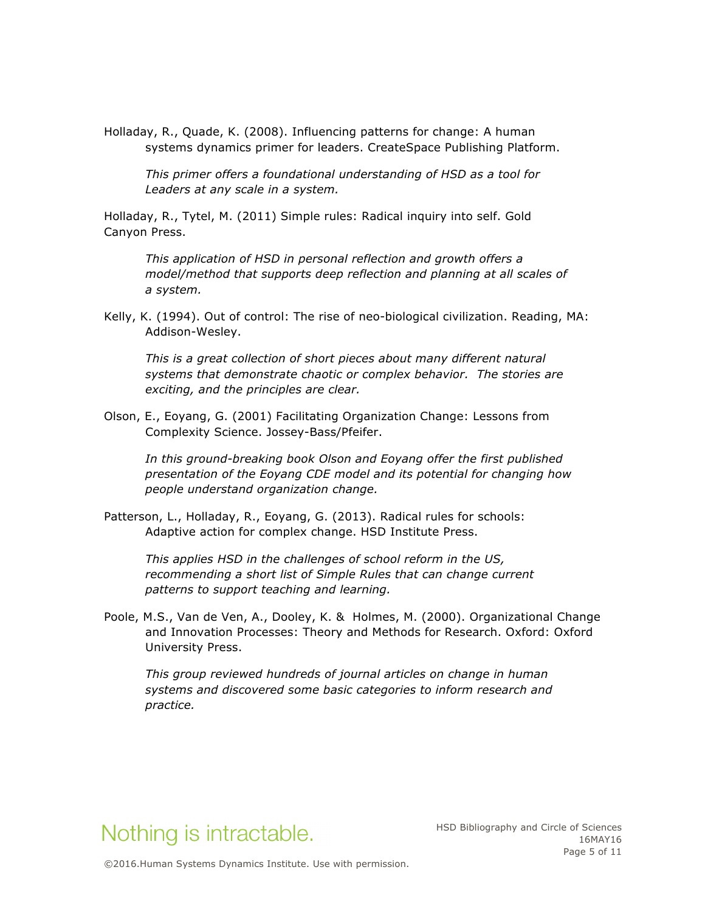Holladay, R., Quade, K. (2008). Influencing patterns for change: A human systems dynamics primer for leaders. CreateSpace Publishing Platform.

*This primer offers a foundational understanding of HSD as a tool for Leaders at any scale in a system.*

Holladay, R., Tytel, M. (2011) Simple rules: Radical inquiry into self. Gold Canyon Press.

*This application of HSD in personal reflection and growth offers a model/method that supports deep reflection and planning at all scales of a system.*

Kelly, K. (1994). Out of control: The rise of neo-biological civilization. Reading, MA: Addison-Wesley.

*This is a great collection of short pieces about many different natural systems that demonstrate chaotic or complex behavior. The stories are exciting, and the principles are clear.*

Olson, E., Eoyang, G. (2001) Facilitating Organization Change: Lessons from Complexity Science. Jossey-Bass/Pfeifer.

*In this ground-breaking book Olson and Eoyang offer the first published presentation of the Eoyang CDE model and its potential for changing how people understand organization change.*

Patterson, L., Holladay, R., Eoyang, G. (2013). Radical rules for schools: Adaptive action for complex change. HSD Institute Press.

*This applies HSD in the challenges of school reform in the US, recommending a short list of Simple Rules that can change current patterns to support teaching and learning.*

Poole, M.S., Van de Ven, A., Dooley, K. & Holmes, M. (2000). Organizational Change and Innovation Processes: Theory and Methods for Research. Oxford: Oxford University Press.

*This group reviewed hundreds of journal articles on change in human systems and discovered some basic categories to inform research and practice.*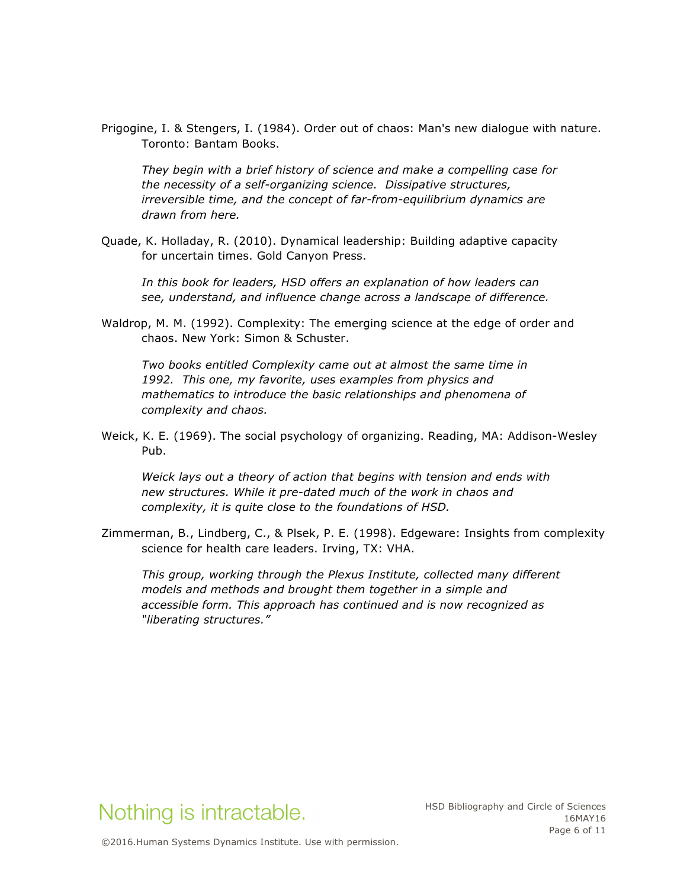Prigogine, I. & Stengers, I. (1984). Order out of chaos: Man's new dialogue with nature. Toronto: Bantam Books.

*They begin with a brief history of science and make a compelling case for the necessity of a self-organizing science. Dissipative structures, irreversible time, and the concept of far-from-equilibrium dynamics are drawn from here.*

Quade, K. Holladay, R. (2010). Dynamical leadership: Building adaptive capacity for uncertain times. Gold Canyon Press.

*In this book for leaders, HSD offers an explanation of how leaders can see, understand, and influence change across a landscape of difference.*

Waldrop, M. M. (1992). Complexity: The emerging science at the edge of order and chaos. New York: Simon & Schuster.

*Two books entitled Complexity came out at almost the same time in 1992. This one, my favorite, uses examples from physics and mathematics to introduce the basic relationships and phenomena of complexity and chaos.*

Weick, K. E. (1969). The social psychology of organizing. Reading, MA: Addison-Wesley Pub.

*Weick lays out a theory of action that begins with tension and ends with new structures. While it pre-dated much of the work in chaos and complexity, it is quite close to the foundations of HSD.*

Zimmerman, B., Lindberg, C., & Plsek, P. E. (1998). Edgeware: Insights from complexity science for health care leaders. Irving, TX: VHA.

*This group, working through the Plexus Institute, collected many different models and methods and brought them together in a simple and accessible form. This approach has continued and is now recognized as "liberating structures."*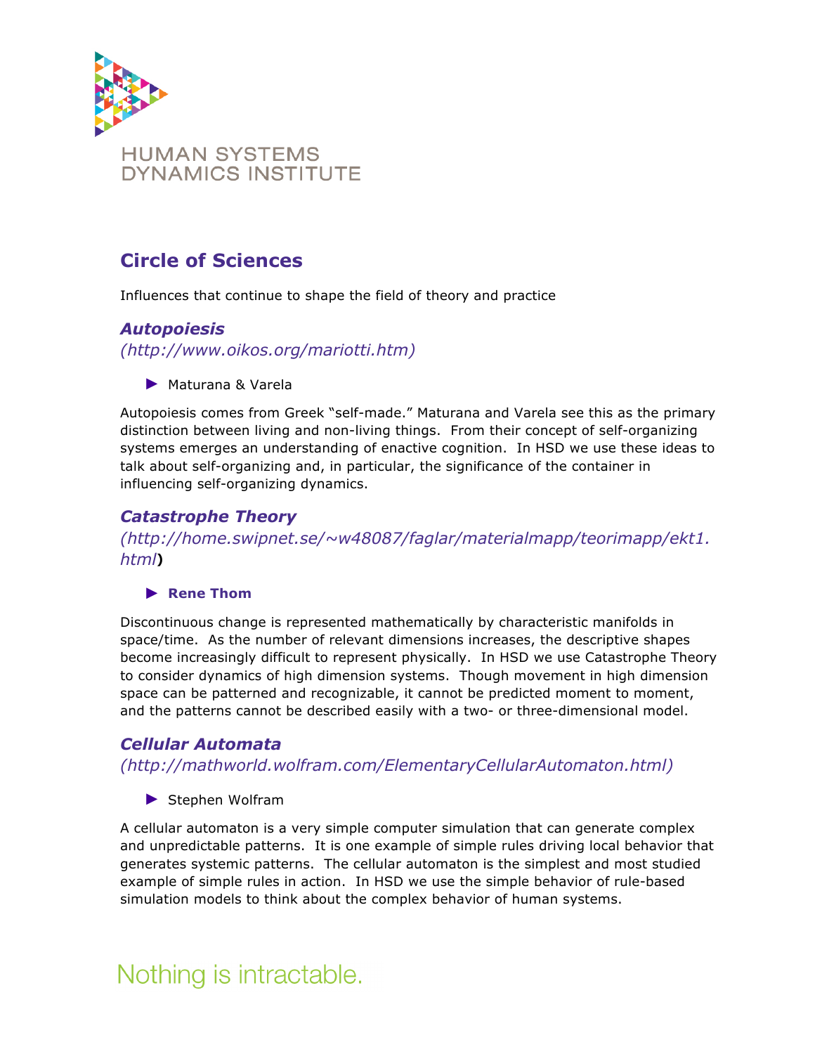## Circle of Sciences

Influences that continue to shape the field of theory and practice

### *Autopoiesis*

*(http://www.oikos.org/mariotti.htm)*

- Maturana & Varela

Autopoiesis comes from Greek "self-made." Maturana and Varela see this as the primary distinction between living and non-living things. From their concept of self-organizing systems emerges an understanding of enactive cognition. In HSD we use these ideas to talk about self-organizing and, in particular, the significance of the container in influencing self-organizing dynamics.

### *Catastrophe Theory*

*(http://home.swipnet.se/~w48087/faglar/materialmapp/teorimapp/ekt1.html)*

- **Rene Thom**

Discontinuous change is represented mathematically by characteristic manifolds in space/time. As the number of relevant dimensions increases, the descriptive shapes become increasingly difficult to represent physically. In HSD we use Catastrophe Theory to consider dynamics of high dimension systems. Though movement in high dimension space can be patterned and recognizable, it cannot be predicted moment to moment, and the patterns cannot be described easily with a two- or three-dimensional model.

### *Cellular Automata*

*(http://mathworld.wolfram.com/ElementaryCellularAutomaton.html)*

- Stephen Wolfram

A cellular automaton is a very simple computer simulation that can generate complex and unpredictable patterns. It is one example of simple rules driving local behavior that generates systemic patterns. The cellular automaton is the simplest and most studied example of simple rules in action. In HSD we use the simple behavior of rule-based simulation models to think about the complex behavior of human systems.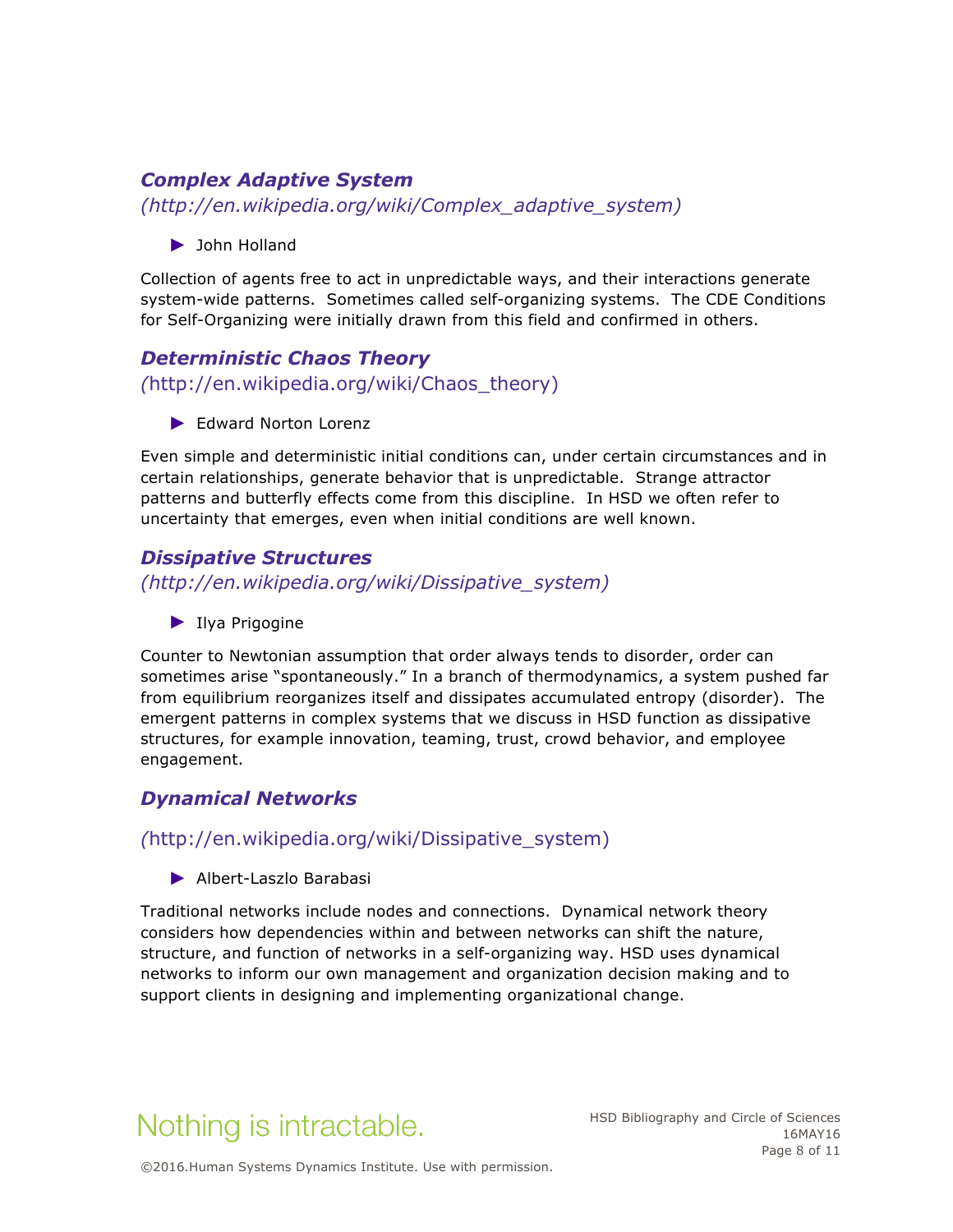### *Complex Adaptive System*
*(http://en.wikipedia.org/wiki/Complex_adaptive_system)*

- John Holland

Collection of agents free to act in unpredictable ways, and their interactions generate system-wide patterns. Sometimes called self-organizing systems. The CDE Conditions for Self-Organizing were initially drawn from this field and confirmed in others.

### *Deterministic Chaos Theory*
*(*http://en.wikipedia.org/wiki/Chaos_theory)

- Edward Norton Lorenz

Even simple and deterministic initial conditions can, under certain circumstances and in certain relationships, generate behavior that is unpredictable. Strange attractor patterns and butterfly effects come from this discipline. In HSD we often refer to uncertainty that emerges, even when initial conditions are well known.

### *Dissipative Structures*
*(http://en.wikipedia.org/wiki/Dissipative_system)*

- Ilya Prigogine

Counter to Newtonian assumption that order always tends to disorder, order can sometimes arise "spontaneously." In a branch of thermodynamics, a system pushed far from equilibrium reorganizes itself and dissipates accumulated entropy (disorder). The emergent patterns in complex systems that we discuss in HSD function as dissipative structures, for example innovation, teaming, trust, crowd behavior, and employee engagement.

### *Dynamical Networks*

*(*http://en.wikipedia.org/wiki/Dissipative_system)

- Albert-Laszlo Barabasi

Traditional networks include nodes and connections. Dynamical network theory considers how dependencies within and between networks can shift the nature, structure, and function of networks in a self-organizing way. HSD uses dynamical networks to inform our own management and organization decision making and to support clients in designing and implementing organizational change.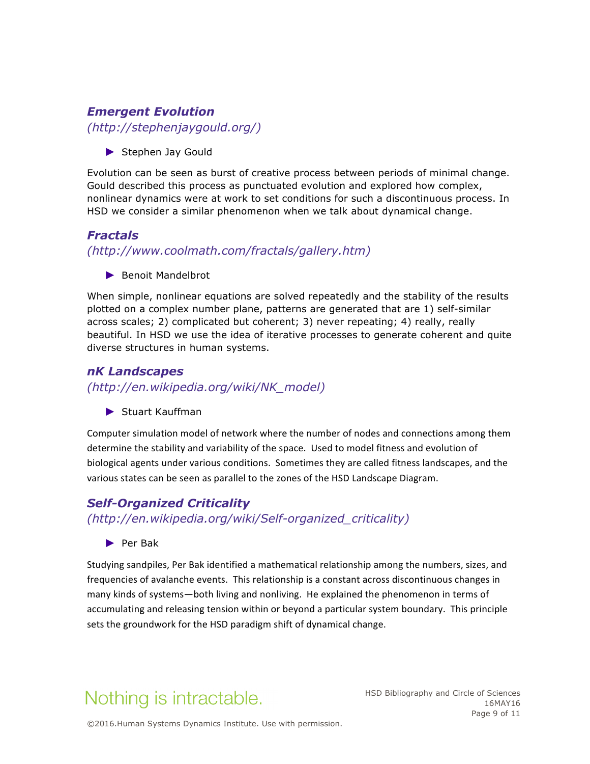### *Emergent Evolution*
*(http://stephenjaygould.org/)*

- Stephen Jay Gould

Evolution can be seen as burst of creative process between periods of minimal change. Gould described this process as punctuated evolution and explored how complex, nonlinear dynamics were at work to set conditions for such a discontinuous process. In HSD we consider a similar phenomenon when we talk about dynamical change.

### *Fractals*
*(http://www.coolmath.com/fractals/gallery.htm)*

- Benoit Mandelbrot

When simple, nonlinear equations are solved repeatedly and the stability of the results plotted on a complex number plane, patterns are generated that are 1) self-similar across scales; 2) complicated but coherent; 3) never repeating; 4) really, really beautiful. In HSD we use the idea of iterative processes to generate coherent and quite diverse structures in human systems.

### *nK Landscapes*
*(http://en.wikipedia.org/wiki/NK_model)*

- Stuart Kauffman

Computer simulation model of network where the number of nodes and connections among them determine the stability and variability of the space. Used to model fitness and evolution of biological agents under various conditions. Sometimes they are called fitness landscapes, and the various states can be seen as parallel to the zones of the HSD Landscape Diagram.

### *Self-Organized Criticality*
*(http://en.wikipedia.org/wiki/Self-organized_criticality)*

- Per Bak

Studying sandpiles, Per Bak identified a mathematical relationship among the numbers, sizes, and frequencies of avalanche events. This relationship is a constant across discontinuous changes in many kinds of systems—both living and nonliving. He explained the phenomenon in terms of accumulating and releasing tension within or beyond a particular system boundary. This principle sets the groundwork for the HSD paradigm shift of dynamical change.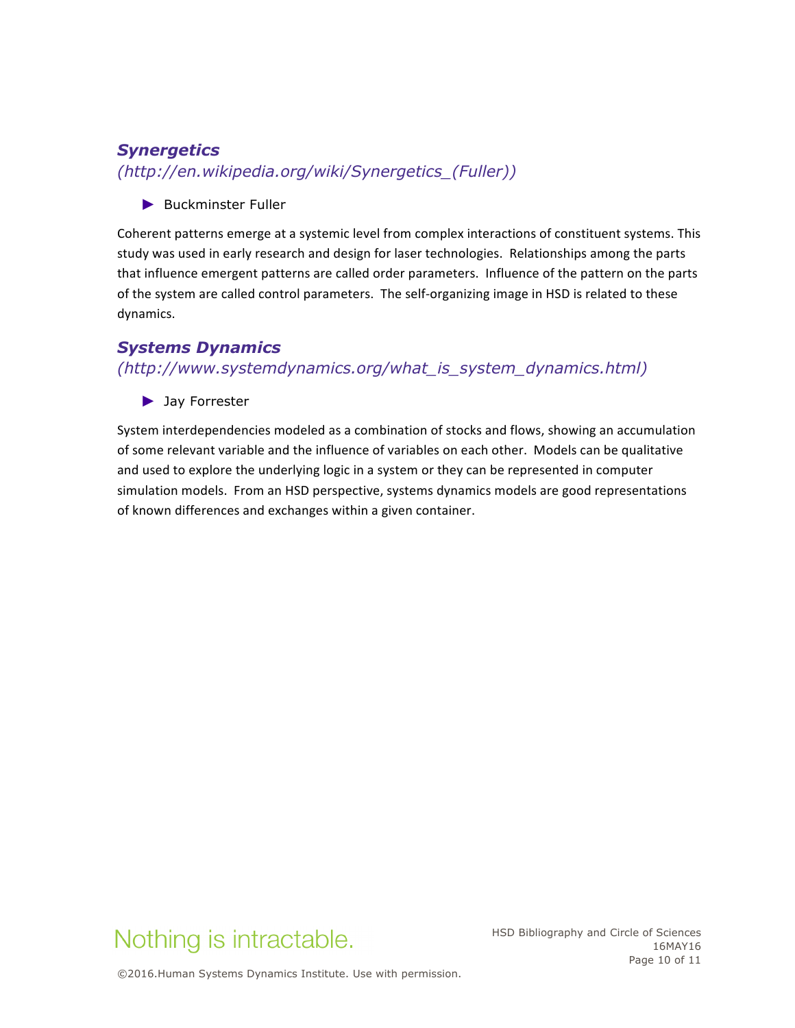### *Synergetics*
### *(http://en.wikipedia.org/wiki/Synergetics_(Fuller))*

- ► Buckminster Fuller

Coherent patterns emerge at a systemic level from complex interactions of constituent systems. This study was used in early research and design for laser technologies. Relationships among the parts that influence emergent patterns are called order parameters. Influence of the pattern on the parts of the system are called control parameters. The self-organizing image in HSD is related to these dynamics.

### *Systems Dynamics*
### *(http://www.systemdynamics.org/what_is_system_dynamics.html)*

- ► Jay Forrester

System interdependencies modeled as a combination of stocks and flows, showing an accumulation of some relevant variable and the influence of variables on each other. Models can be qualitative and used to explore the underlying logic in a system or they can be represented in computer simulation models. From an HSD perspective, systems dynamics models are good representations of known differences and exchanges within a given container.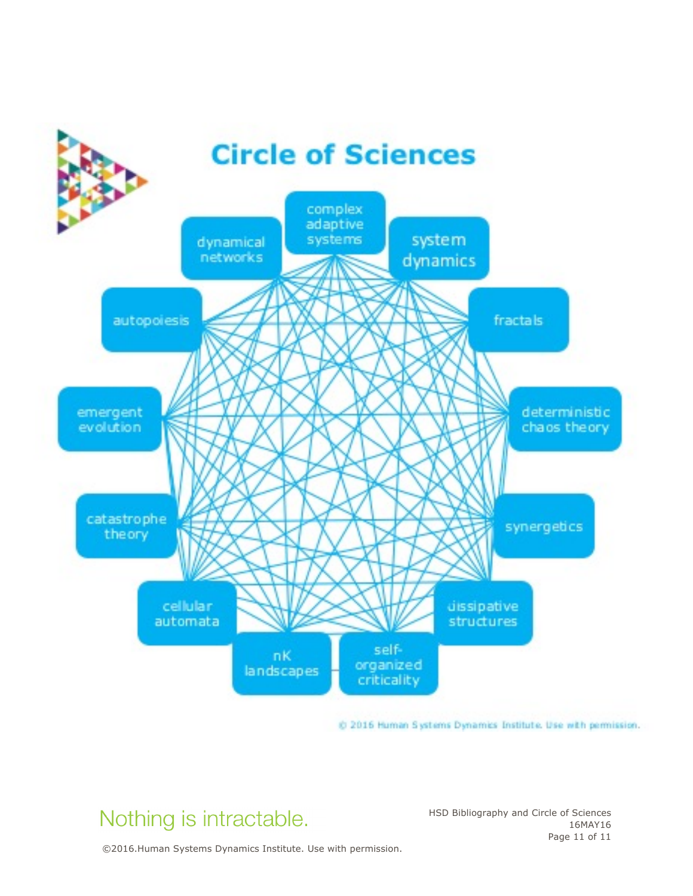# Circle of Sciences

complex adaptive systems

system dynamics

fractals

deterministic chaos theory

synergetics

dissipative structures

self-organized criticality

nK landscapes

cellular automata

catastrophe theory

emergent evolution

autopoiesis

dynamical networks

© 2016 Human Systems Dynamics Institute. Use with permission.

Nothing is intractable.

©2016.Human Systems Dynamics Institute. Use with permission.